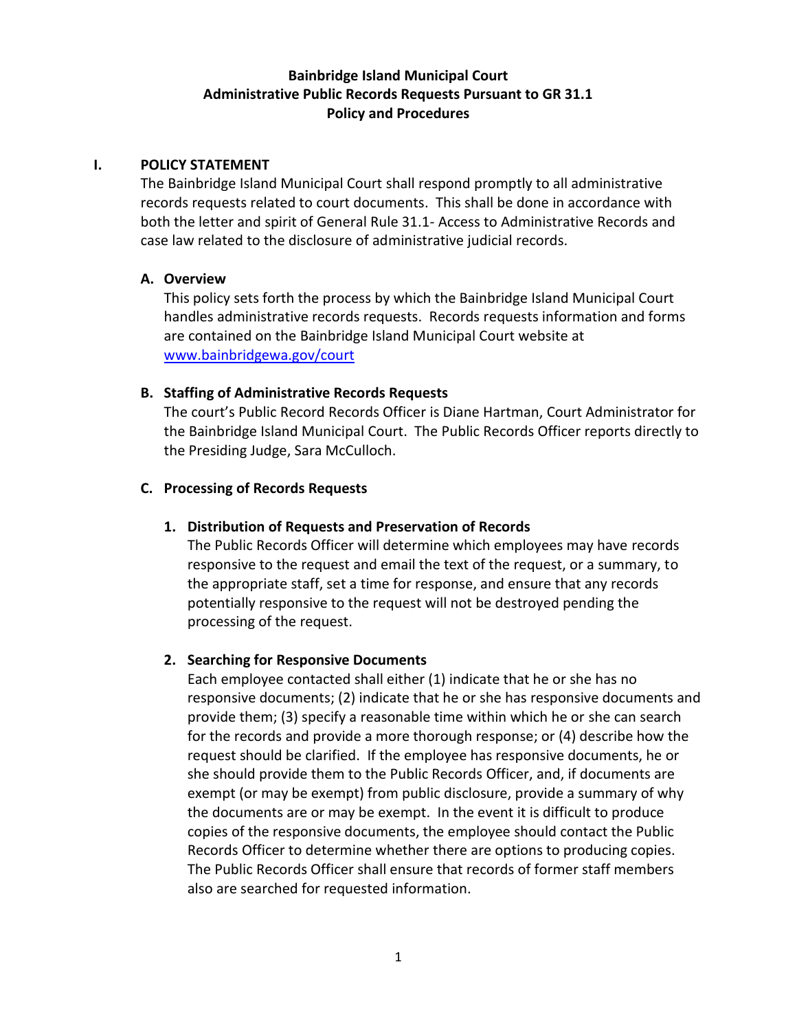**Bainbridge Island Municipal Court**
**Administrative Public Records Requests Pursuant to GR 31.1**
**Policy and Procedures**

## I. POLICY STATEMENT

The Bainbridge Island Municipal Court shall respond promptly to all administrative records requests related to court documents. This shall be done in accordance with both the letter and spirit of General Rule 31.1- Access to Administrative Records and case law related to the disclosure of administrative judicial records.

### A. Overview

This policy sets forth the process by which the Bainbridge Island Municipal Court handles administrative records requests. Records requests information and forms are contained on the Bainbridge Island Municipal Court website at www.bainbridgewa.gov/court

### B. Staffing of Administrative Records Requests

The court's Public Record Records Officer is Diane Hartman, Court Administrator for the Bainbridge Island Municipal Court. The Public Records Officer reports directly to the Presiding Judge, Sara McCulloch.

### C. Processing of Records Requests

#### 1. Distribution of Requests and Preservation of Records

The Public Records Officer will determine which employees may have records responsive to the request and email the text of the request, or a summary, to the appropriate staff, set a time for response, and ensure that any records potentially responsive to the request will not be destroyed pending the processing of the request.

#### 2. Searching for Responsive Documents

Each employee contacted shall either (1) indicate that he or she has no responsive documents; (2) indicate that he or she has responsive documents and provide them; (3) specify a reasonable time within which he or she can search for the records and provide a more thorough response; or (4) describe how the request should be clarified. If the employee has responsive documents, he or she should provide them to the Public Records Officer, and, if documents are exempt (or may be exempt) from public disclosure, provide a summary of why the documents are or may be exempt. In the event it is difficult to produce copies of the responsive documents, the employee should contact the Public Records Officer to determine whether there are options to producing copies. The Public Records Officer shall ensure that records of former staff members also are searched for requested information.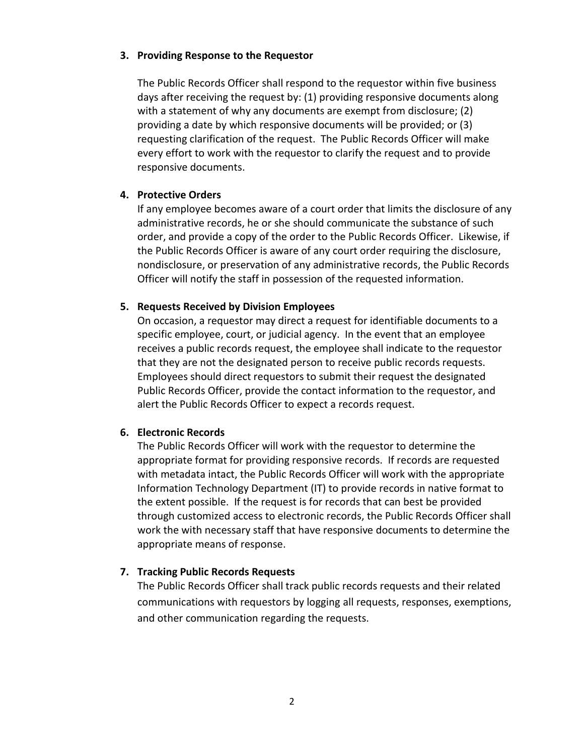3. **Providing Response to the Requestor**

   The Public Records Officer shall respond to the requestor within five business days after receiving the request by: (1) providing responsive documents along with a statement of why any documents are exempt from disclosure; (2) providing a date by which responsive documents will be provided; or (3) requesting clarification of the request. The Public Records Officer will make every effort to work with the requestor to clarify the request and to provide responsive documents.

4. **Protective Orders**

   If any employee becomes aware of a court order that limits the disclosure of any administrative records, he or she should communicate the substance of such order, and provide a copy of the order to the Public Records Officer. Likewise, if the Public Records Officer is aware of any court order requiring the disclosure, nondisclosure, or preservation of any administrative records, the Public Records Officer will notify the staff in possession of the requested information.

5. **Requests Received by Division Employees**

   On occasion, a requestor may direct a request for identifiable documents to a specific employee, court, or judicial agency. In the event that an employee receives a public records request, the employee shall indicate to the requestor that they are not the designated person to receive public records requests. Employees should direct requestors to submit their request the designated Public Records Officer, provide the contact information to the requestor, and alert the Public Records Officer to expect a records request.

6. **Electronic Records**

   The Public Records Officer will work with the requestor to determine the appropriate format for providing responsive records. If records are requested with metadata intact, the Public Records Officer will work with the appropriate Information Technology Department (IT) to provide records in native format to the extent possible. If the request is for records that can best be provided through customized access to electronic records, the Public Records Officer shall work the with necessary staff that have responsive documents to determine the appropriate means of response.

7. **Tracking Public Records Requests**

   The Public Records Officer shall track public records requests and their related communications with requestors by logging all requests, responses, exemptions, and other communication regarding the requests.